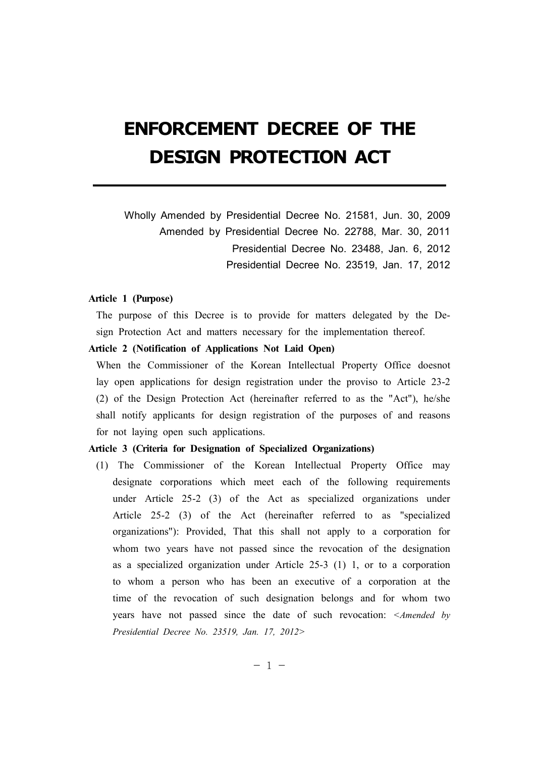# ENFORCEMENT DECREE OF THE DESIGN PROTECTION ACT

Wholly Amended by Presidential Decree No. 21581, Jun. 30, 2009
Amended by Presidential Decree No. 22788, Mar. 30, 2011
Presidential Decree No. 23488, Jan. 6, 2012
Presidential Decree No. 23519, Jan. 17, 2012

**Article 1 (Purpose)**

The purpose of this Decree is to provide for matters delegated by the Design Protection Act and matters necessary for the implementation thereof.

**Article 2 (Notification of Applications Not Laid Open)**

When the Commissioner of the Korean Intellectual Property Office doesnot lay open applications for design registration under the proviso to Article 23-2 (2) of the Design Protection Act (hereinafter referred to as the "Act"), he/she shall notify applicants for design registration of the purposes of and reasons for not laying open such applications.

**Article 3 (Criteria for Designation of Specialized Organizations)**

(1) The Commissioner of the Korean Intellectual Property Office may designate corporations which meet each of the following requirements under Article 25-2 (3) of the Act as specialized organizations under Article 25-2 (3) of the Act (hereinafter referred to as "specialized organizations"): Provided, That this shall not apply to a corporation for whom two years have not passed since the revocation of the designation as a specialized organization under Article 25-3 (1) 1, or to a corporation to whom a person who has been an executive of a corporation at the time of the revocation of such designation belongs and for whom two years have not passed since the date of such revocation: *<Amended by Presidential Decree No. 23519, Jan. 17, 2012>*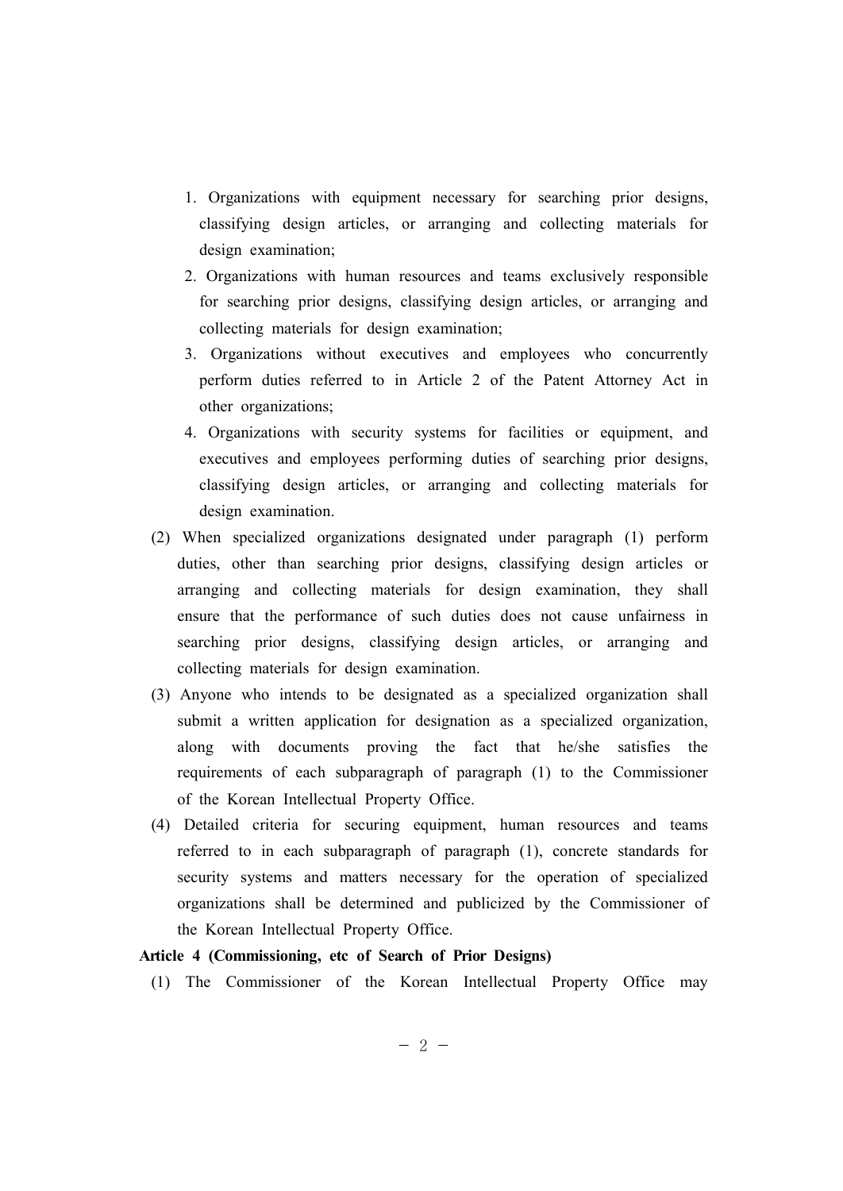1. Organizations with equipment necessary for searching prior designs, classifying design articles, or arranging and collecting materials for design examination;
2. Organizations with human resources and teams exclusively responsible for searching prior designs, classifying design articles, or arranging and collecting materials for design examination;
3. Organizations without executives and employees who concurrently perform duties referred to in Article 2 of the Patent Attorney Act in other organizations;
4. Organizations with security systems for facilities or equipment, and executives and employees performing duties of searching prior designs, classifying design articles, or arranging and collecting materials for design examination.

(2) When specialized organizations designated under paragraph (1) perform duties, other than searching prior designs, classifying design articles or arranging and collecting materials for design examination, they shall ensure that the performance of such duties does not cause unfairness in searching prior designs, classifying design articles, or arranging and collecting materials for design examination.

(3) Anyone who intends to be designated as a specialized organization shall submit a written application for designation as a specialized organization, along with documents proving the fact that he/she satisfies the requirements of each subparagraph of paragraph (1) to the Commissioner of the Korean Intellectual Property Office.

(4) Detailed criteria for securing equipment, human resources and teams referred to in each subparagraph of paragraph (1), concrete standards for security systems and matters necessary for the operation of specialized organizations shall be determined and publicized by the Commissioner of the Korean Intellectual Property Office.

**Article 4 (Commissioning, etc of Search of Prior Designs)**

(1) The Commissioner of the Korean Intellectual Property Office may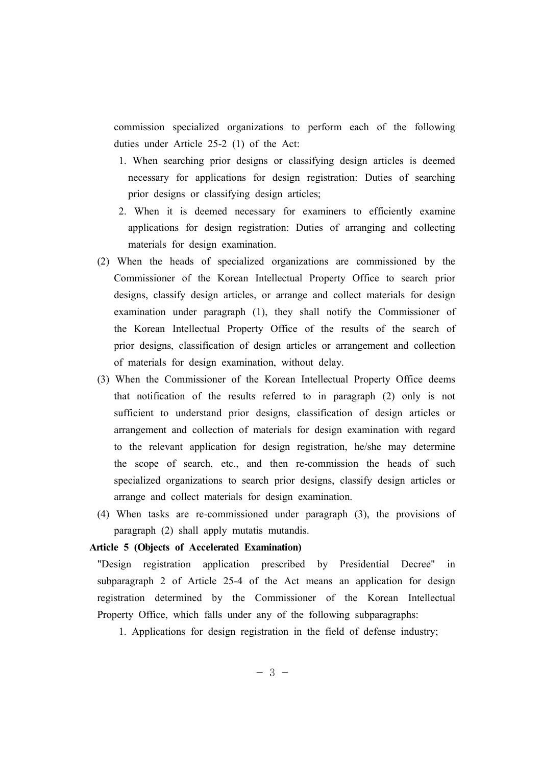commission specialized organizations to perform each of the following duties under Article 25-2 (1) of the Act:

1. When searching prior designs or classifying design articles is deemed necessary for applications for design registration: Duties of searching prior designs or classifying design articles;
2. When it is deemed necessary for examiners to efficiently examine applications for design registration: Duties of arranging and collecting materials for design examination.

(2) When the heads of specialized organizations are commissioned by the Commissioner of the Korean Intellectual Property Office to search prior designs, classify design articles, or arrange and collect materials for design examination under paragraph (1), they shall notify the Commissioner of the Korean Intellectual Property Office of the results of the search of prior designs, classification of design articles or arrangement and collection of materials for design examination, without delay.

(3) When the Commissioner of the Korean Intellectual Property Office deems that notification of the results referred to in paragraph (2) only is not sufficient to understand prior designs, classification of design articles or arrangement and collection of materials for design examination with regard to the relevant application for design registration, he/she may determine the scope of search, etc., and then re-commission the heads of such specialized organizations to search prior designs, classify design articles or arrange and collect materials for design examination.

(4) When tasks are re-commissioned under paragraph (3), the provisions of paragraph (2) shall apply mutatis mutandis.

**Article 5 (Objects of Accelerated Examination)**

"Design registration application prescribed by Presidential Decree" in subparagraph 2 of Article 25-4 of the Act means an application for design registration determined by the Commissioner of the Korean Intellectual Property Office, which falls under any of the following subparagraphs:

1. Applications for design registration in the field of defense industry;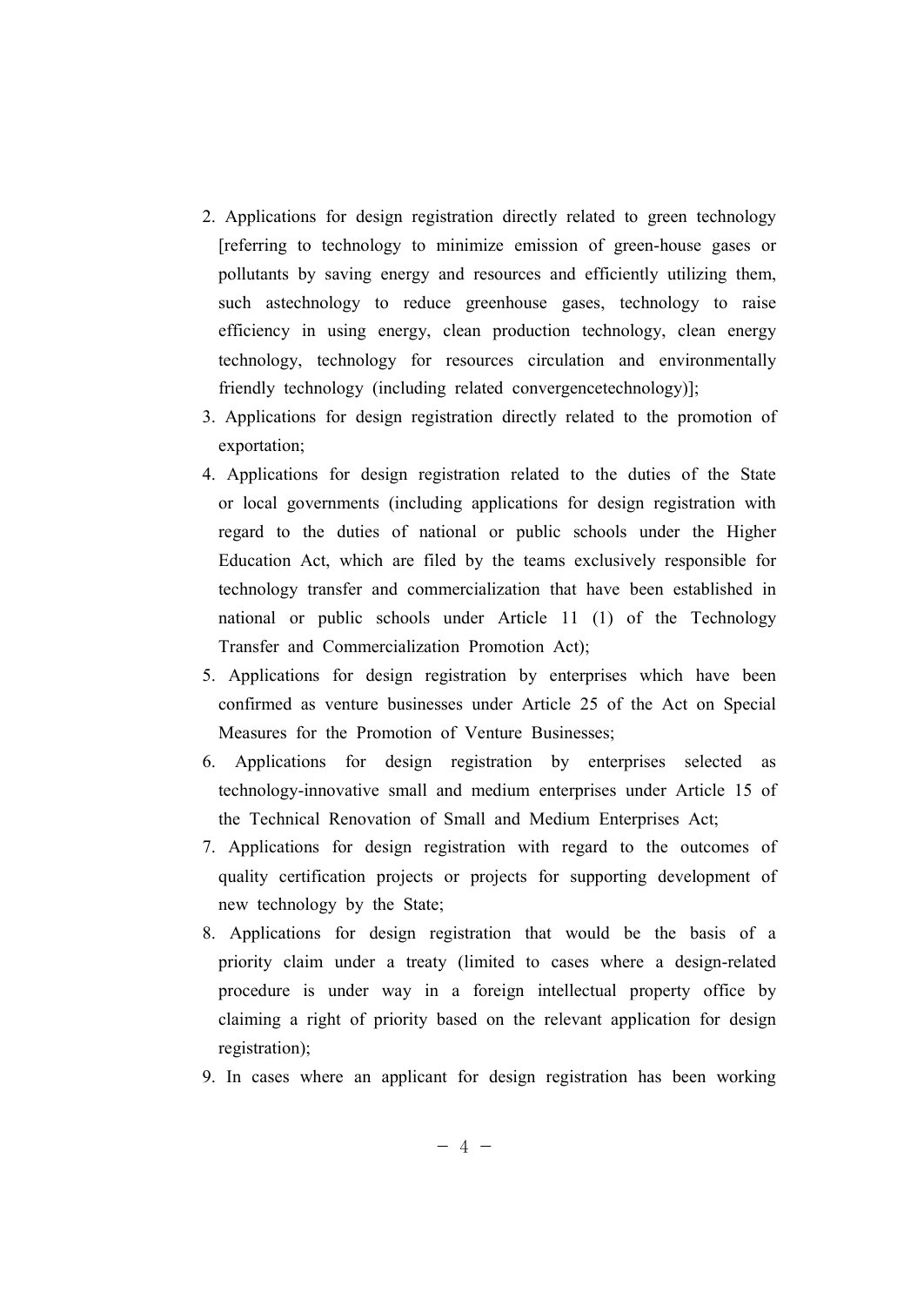2. Applications for design registration directly related to green technology [referring to technology to minimize emission of green-house gases or pollutants by saving energy and resources and efficiently utilizing them, such astechnology to reduce greenhouse gases, technology to raise efficiency in using energy, clean production technology, clean energy technology, technology for resources circulation and environmentally friendly technology (including related convergencetechnology)];
3. Applications for design registration directly related to the promotion of exportation;
4. Applications for design registration related to the duties of the State or local governments (including applications for design registration with regard to the duties of national or public schools under the Higher Education Act, which are filed by the teams exclusively responsible for technology transfer and commercialization that have been established in national or public schools under Article 11 (1) of the Technology Transfer and Commercialization Promotion Act);
5. Applications for design registration by enterprises which have been confirmed as venture businesses under Article 25 of the Act on Special Measures for the Promotion of Venture Businesses;
6. Applications for design registration by enterprises selected as technology-innovative small and medium enterprises under Article 15 of the Technical Renovation of Small and Medium Enterprises Act;
7. Applications for design registration with regard to the outcomes of quality certification projects or projects for supporting development of new technology by the State;
8. Applications for design registration that would be the basis of a priority claim under a treaty (limited to cases where a design-related procedure is under way in a foreign intellectual property office by claiming a right of priority based on the relevant application for design registration);
9. In cases where an applicant for design registration has been working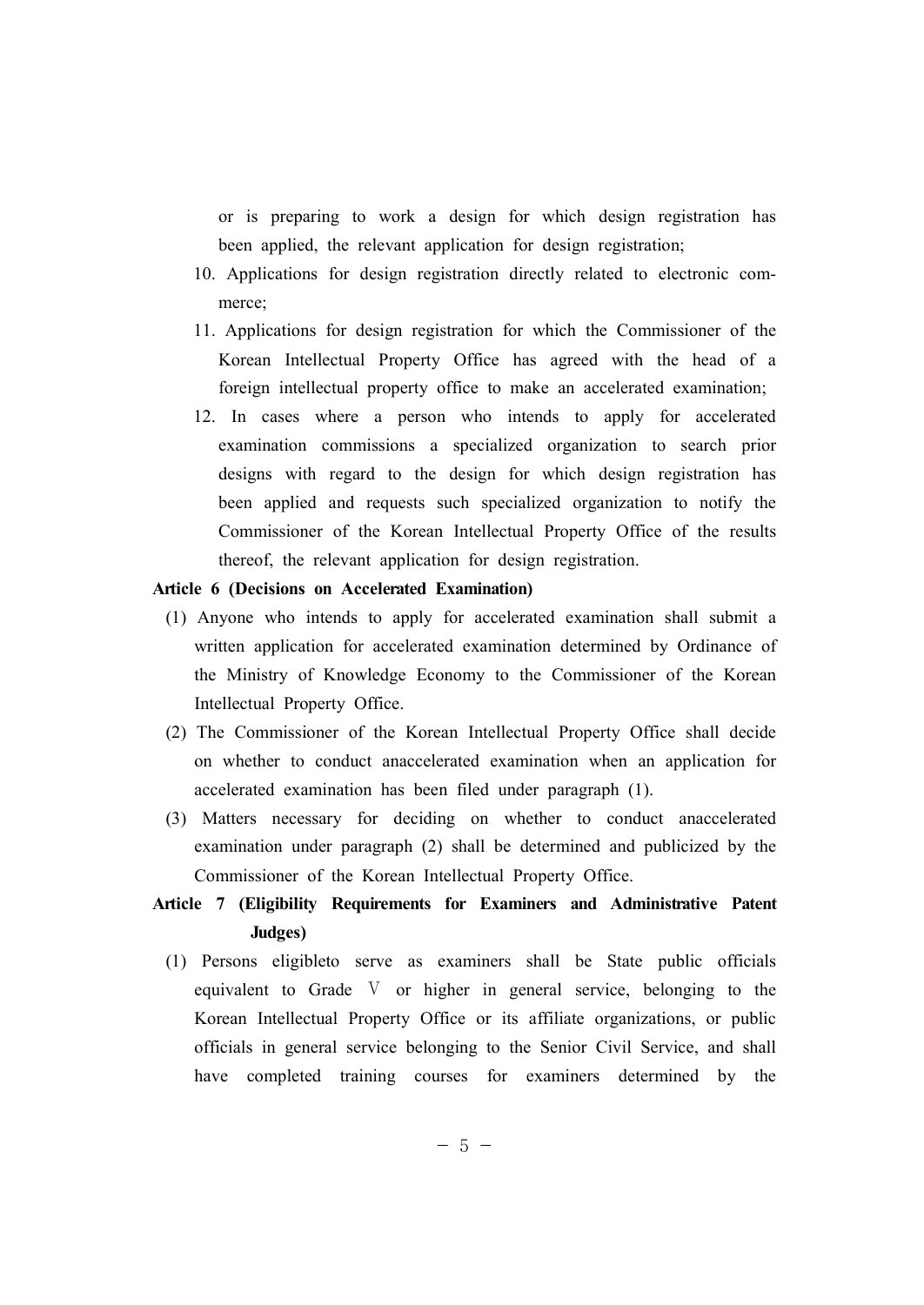or is preparing to work a design for which design registration has been applied, the relevant application for design registration;

10. Applications for design registration directly related to electronic commerce;
11. Applications for design registration for which the Commissioner of the Korean Intellectual Property Office has agreed with the head of a foreign intellectual property office to make an accelerated examination;
12. In cases where a person who intends to apply for accelerated examination commissions a specialized organization to search prior designs with regard to the design for which design registration has been applied and requests such specialized organization to notify the Commissioner of the Korean Intellectual Property Office of the results thereof, the relevant application for design registration.

**Article 6 (Decisions on Accelerated Examination)**

(1) Anyone who intends to apply for accelerated examination shall submit a written application for accelerated examination determined by Ordinance of the Ministry of Knowledge Economy to the Commissioner of the Korean Intellectual Property Office.

(2) The Commissioner of the Korean Intellectual Property Office shall decide on whether to conduct anaccelerated examination when an application for accelerated examination has been filed under paragraph (1).

(3) Matters necessary for deciding on whether to conduct anaccelerated examination under paragraph (2) shall be determined and publicized by the Commissioner of the Korean Intellectual Property Office.

**Article 7 (Eligibility Requirements for Examiners and Administrative Patent Judges)**

(1) Persons eligibleto serve as examiners shall be State public officials equivalent to Grade Ⅴ or higher in general service, belonging to the Korean Intellectual Property Office or its affiliate organizations, or public officials in general service belonging to the Senior Civil Service, and shall have completed training courses for examiners determined by the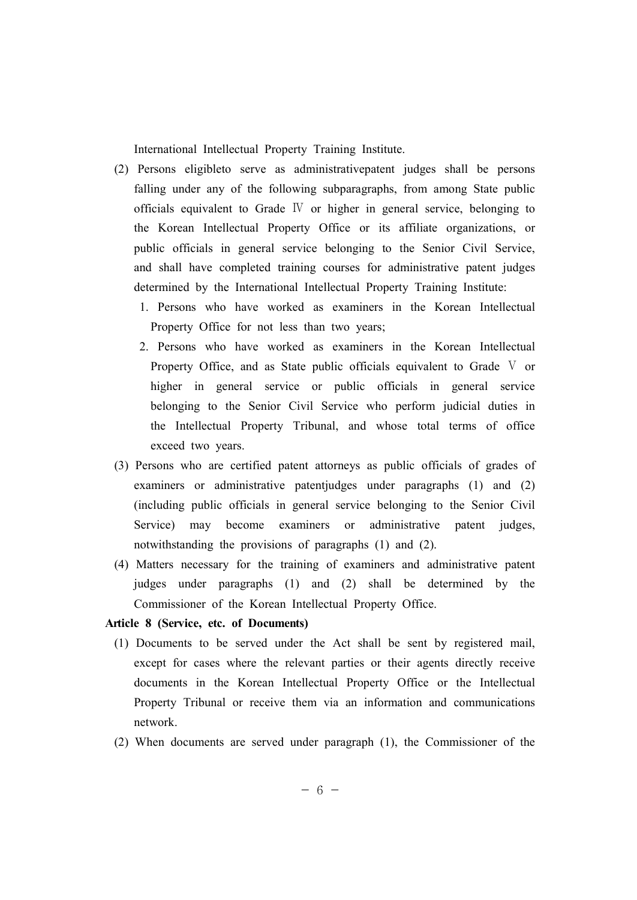International Intellectual Property Training Institute.

(2) Persons eligibleto serve as administrativepatent judges shall be persons falling under any of the following subparagraphs, from among State public officials equivalent to Grade Ⅳ or higher in general service, belonging to the Korean Intellectual Property Office or its affiliate organizations, or public officials in general service belonging to the Senior Civil Service, and shall have completed training courses for administrative patent judges determined by the International Intellectual Property Training Institute:

1. Persons who have worked as examiners in the Korean Intellectual Property Office for not less than two years;
2. Persons who have worked as examiners in the Korean Intellectual Property Office, and as State public officials equivalent to Grade Ⅴ or higher in general service or public officials in general service belonging to the Senior Civil Service who perform judicial duties in the Intellectual Property Tribunal, and whose total terms of office exceed two years.

(3) Persons who are certified patent attorneys as public officials of grades of examiners or administrative patentjudges under paragraphs (1) and (2) (including public officials in general service belonging to the Senior Civil Service) may become examiners or administrative patent judges, notwithstanding the provisions of paragraphs (1) and (2).

(4) Matters necessary for the training of examiners and administrative patent judges under paragraphs (1) and (2) shall be determined by the Commissioner of the Korean Intellectual Property Office.

**Article 8 (Service, etc. of Documents)**

(1) Documents to be served under the Act shall be sent by registered mail, except for cases where the relevant parties or their agents directly receive documents in the Korean Intellectual Property Office or the Intellectual Property Tribunal or receive them via an information and communications network.

(2) When documents are served under paragraph (1), the Commissioner of the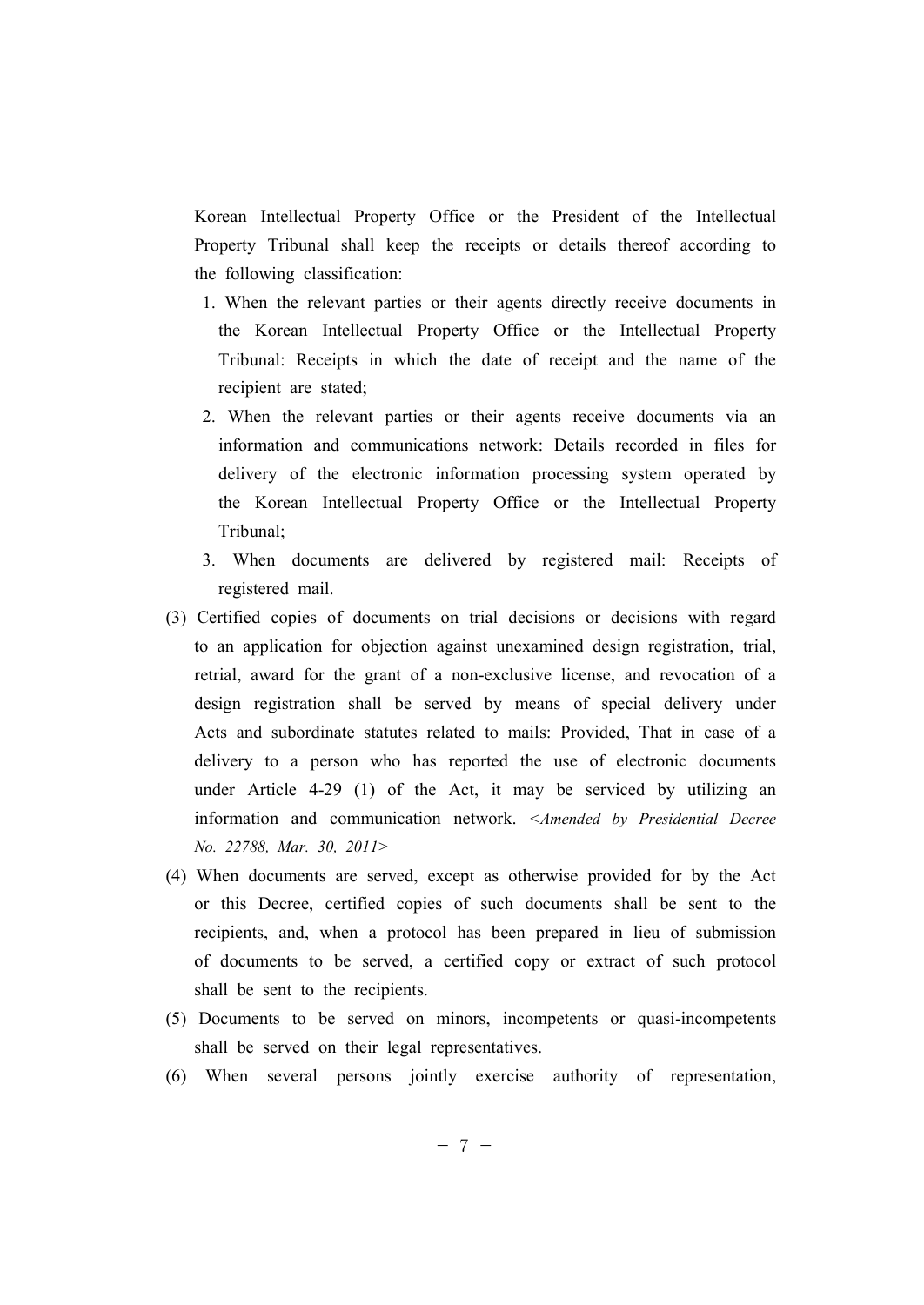Korean Intellectual Property Office or the President of the Intellectual Property Tribunal shall keep the receipts or details thereof according to the following classification:

1. When the relevant parties or their agents directly receive documents in the Korean Intellectual Property Office or the Intellectual Property Tribunal: Receipts in which the date of receipt and the name of the recipient are stated;
2. When the relevant parties or their agents receive documents via an information and communications network: Details recorded in files for delivery of the electronic information processing system operated by the Korean Intellectual Property Office or the Intellectual Property Tribunal;
3. When documents are delivered by registered mail: Receipts of registered mail.

(3) Certified copies of documents on trial decisions or decisions with regard to an application for objection against unexamined design registration, trial, retrial, award for the grant of a non-exclusive license, and revocation of a design registration shall be served by means of special delivery under Acts and subordinate statutes related to mails: Provided, That in case of a delivery to a person who has reported the use of electronic documents under Article 4-29 (1) of the Act, it may be serviced by utilizing an information and communication network. *<Amended by Presidential Decree No. 22788, Mar. 30, 2011>*

(4) When documents are served, except as otherwise provided for by the Act or this Decree, certified copies of such documents shall be sent to the recipients, and, when a protocol has been prepared in lieu of submission of documents to be served, a certified copy or extract of such protocol shall be sent to the recipients.

(5) Documents to be served on minors, incompetents or quasi-incompetents shall be served on their legal representatives.

(6) When several persons jointly exercise authority of representation,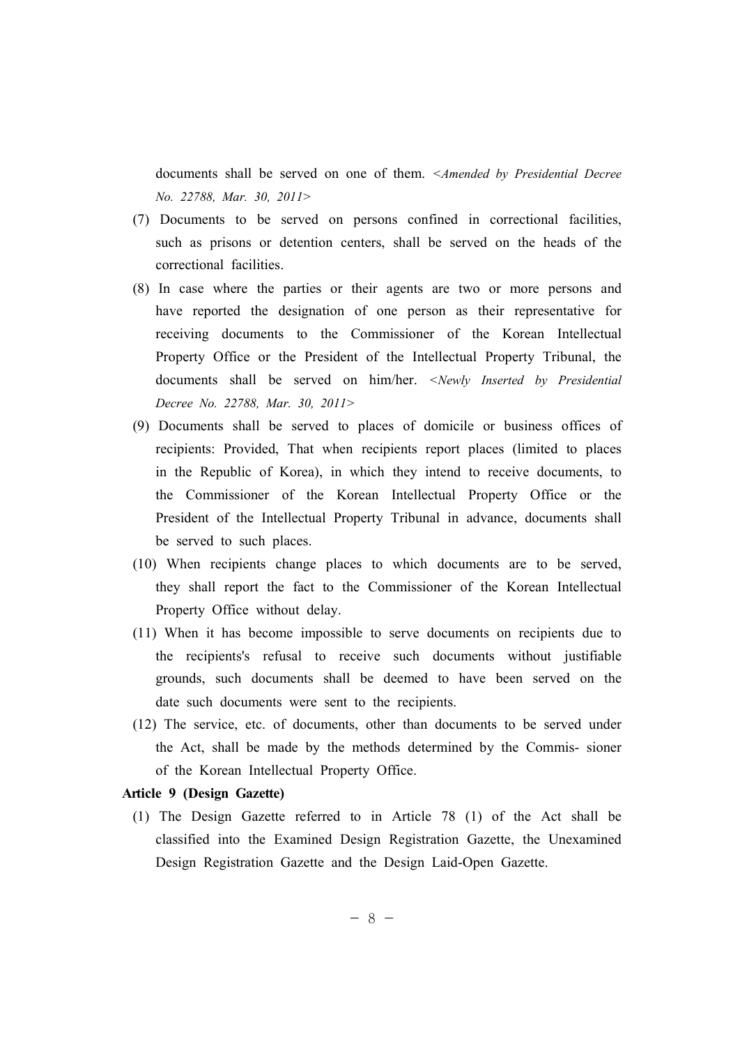documents shall be served on one of them. *<Amended by Presidential Decree No. 22788, Mar. 30, 2011>*

(7) Documents to be served on persons confined in correctional facilities, such as prisons or detention centers, shall be served on the heads of the correctional facilities.

(8) In case where the parties or their agents are two or more persons and have reported the designation of one person as their representative for receiving documents to the Commissioner of the Korean Intellectual Property Office or the President of the Intellectual Property Tribunal, the documents shall be served on him/her. *<Newly Inserted by Presidential Decree No. 22788, Mar. 30, 2011>*

(9) Documents shall be served to places of domicile or business offices of recipients: Provided, That when recipients report places (limited to places in the Republic of Korea), in which they intend to receive documents, to the Commissioner of the Korean Intellectual Property Office or the President of the Intellectual Property Tribunal in advance, documents shall be served to such places.

(10) When recipients change places to which documents are to be served, they shall report the fact to the Commissioner of the Korean Intellectual Property Office without delay.

(11) When it has become impossible to serve documents on recipients due to the recipients's refusal to receive such documents without justifiable grounds, such documents shall be deemed to have been served on the date such documents were sent to the recipients.

(12) The service, etc. of documents, other than documents to be served under the Act, shall be made by the methods determined by the Commis- sioner of the Korean Intellectual Property Office.

**Article 9 (Design Gazette)**

(1) The Design Gazette referred to in Article 78 (1) of the Act shall be classified into the Examined Design Registration Gazette, the Unexamined Design Registration Gazette and the Design Laid-Open Gazette.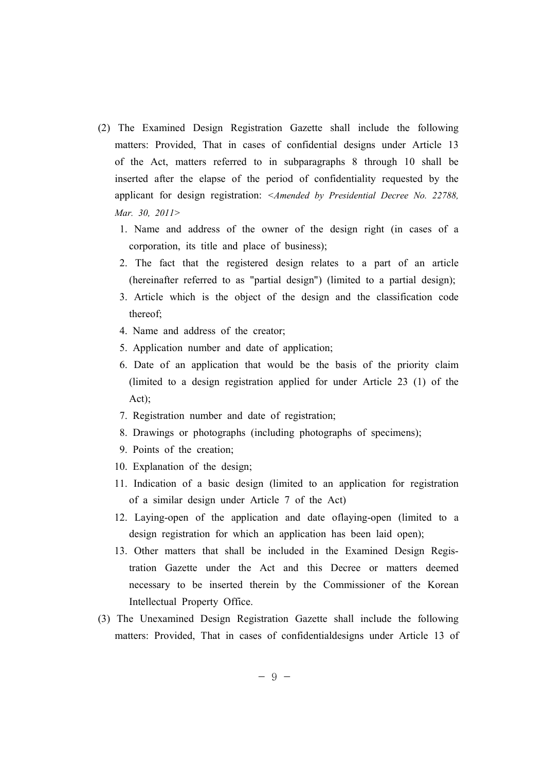(2) The Examined Design Registration Gazette shall include the following matters: Provided, That in cases of confidential designs under Article 13 of the Act, matters referred to in subparagraphs 8 through 10 shall be inserted after the elapse of the period of confidentiality requested by the applicant for design registration: *<Amended by Presidential Decree No. 22788, Mar. 30, 2011>*

1. Name and address of the owner of the design right (in cases of a corporation, its title and place of business);
2. The fact that the registered design relates to a part of an article (hereinafter referred to as "partial design") (limited to a partial design);
3. Article which is the object of the design and the classification code thereof;
4. Name and address of the creator;
5. Application number and date of application;
6. Date of an application that would be the basis of the priority claim (limited to a design registration applied for under Article 23 (1) of the Act);
7. Registration number and date of registration;
8. Drawings or photographs (including photographs of specimens);
9. Points of the creation;
10. Explanation of the design;
11. Indication of a basic design (limited to an application for registration of a similar design under Article 7 of the Act)
12. Laying-open of the application and date oflaying-open (limited to a design registration for which an application has been laid open);
13. Other matters that shall be included in the Examined Design Registration Gazette under the Act and this Decree or matters deemed necessary to be inserted therein by the Commissioner of the Korean Intellectual Property Office.

(3) The Unexamined Design Registration Gazette shall include the following matters: Provided, That in cases of confidentialdesigns under Article 13 of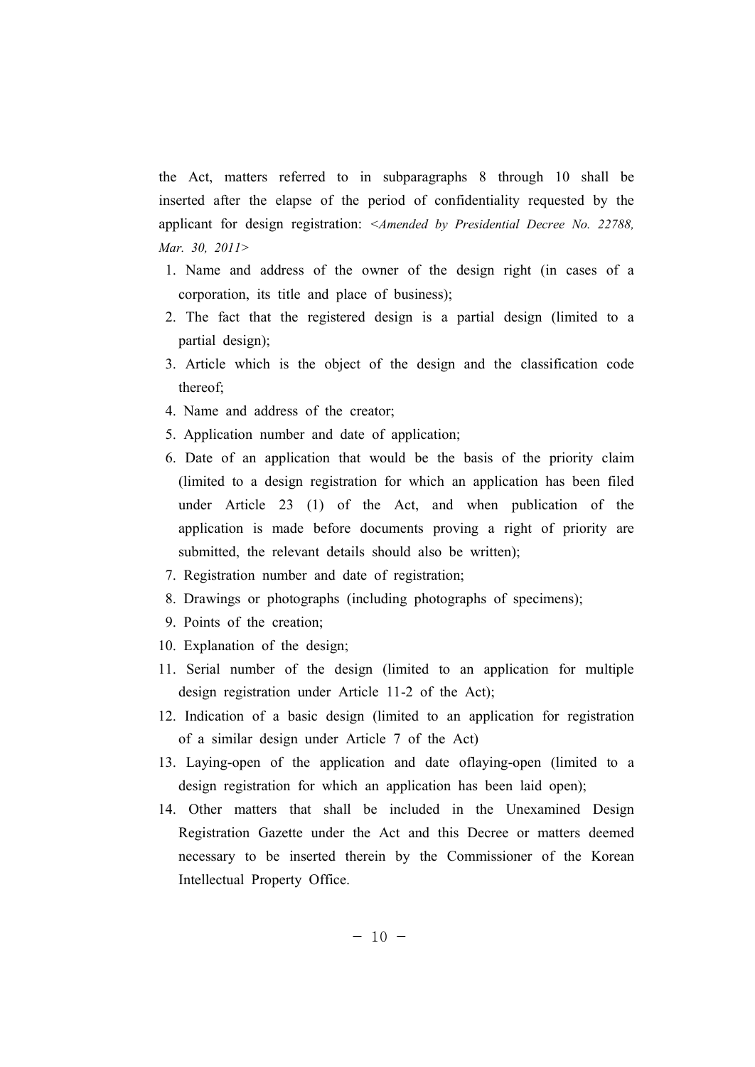the Act, matters referred to in subparagraphs 8 through 10 shall be inserted after the elapse of the period of confidentiality requested by the applicant for design registration: *<Amended by Presidential Decree No. 22788, Mar. 30, 2011>*

1. Name and address of the owner of the design right (in cases of a corporation, its title and place of business);
2. The fact that the registered design is a partial design (limited to a partial design);
3. Article which is the object of the design and the classification code thereof;
4. Name and address of the creator;
5. Application number and date of application;
6. Date of an application that would be the basis of the priority claim (limited to a design registration for which an application has been filed under Article 23 (1) of the Act, and when publication of the application is made before documents proving a right of priority are submitted, the relevant details should also be written);
7. Registration number and date of registration;
8. Drawings or photographs (including photographs of specimens);
9. Points of the creation;
10. Explanation of the design;
11. Serial number of the design (limited to an application for multiple design registration under Article 11-2 of the Act);
12. Indication of a basic design (limited to an application for registration of a similar design under Article 7 of the Act)
13. Laying-open of the application and date oflaying-open (limited to a design registration for which an application has been laid open);
14. Other matters that shall be included in the Unexamined Design Registration Gazette under the Act and this Decree or matters deemed necessary to be inserted therein by the Commissioner of the Korean Intellectual Property Office.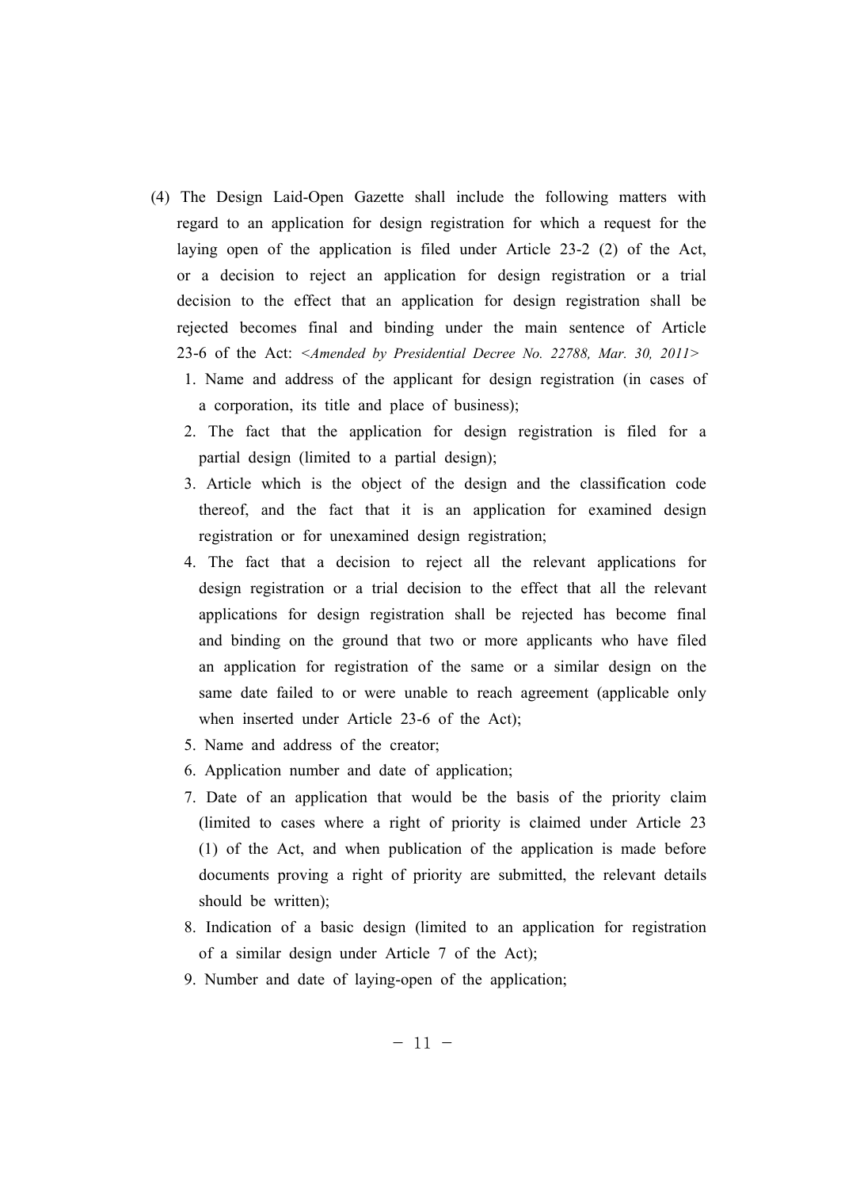(4) The Design Laid-Open Gazette shall include the following matters with regard to an application for design registration for which a request for the laying open of the application is filed under Article 23-2 (2) of the Act, or a decision to reject an application for design registration or a trial decision to the effect that an application for design registration shall be rejected becomes final and binding under the main sentence of Article 23-6 of the Act: *<Amended by Presidential Decree No. 22788, Mar. 30, 2011>*

1. Name and address of the applicant for design registration (in cases of a corporation, its title and place of business);
2. The fact that the application for design registration is filed for a partial design (limited to a partial design);
3. Article which is the object of the design and the classification code thereof, and the fact that it is an application for examined design registration or for unexamined design registration;
4. The fact that a decision to reject all the relevant applications for design registration or a trial decision to the effect that all the relevant applications for design registration shall be rejected has become final and binding on the ground that two or more applicants who have filed an application for registration of the same or a similar design on the same date failed to or were unable to reach agreement (applicable only when inserted under Article 23-6 of the Act);
5. Name and address of the creator;
6. Application number and date of application;
7. Date of an application that would be the basis of the priority claim (limited to cases where a right of priority is claimed under Article 23 (1) of the Act, and when publication of the application is made before documents proving a right of priority are submitted, the relevant details should be written);
8. Indication of a basic design (limited to an application for registration of a similar design under Article 7 of the Act);
9. Number and date of laying-open of the application;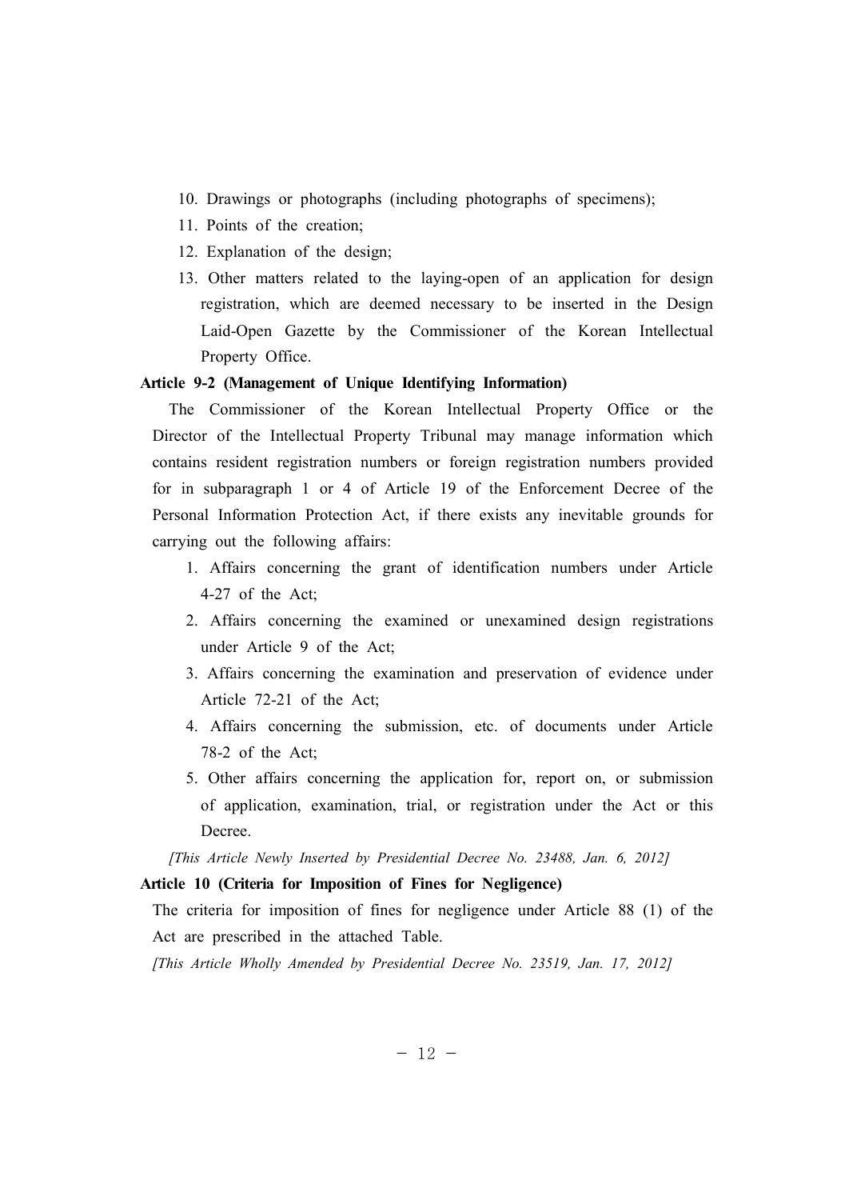10. Drawings or photographs (including photographs of specimens);
11. Points of the creation;
12. Explanation of the design;
13. Other matters related to the laying-open of an application for design registration, which are deemed necessary to be inserted in the Design Laid-Open Gazette by the Commissioner of the Korean Intellectual Property Office.

**Article 9-2 (Management of Unique Identifying Information)**

The Commissioner of the Korean Intellectual Property Office or the Director of the Intellectual Property Tribunal may manage information which contains resident registration numbers or foreign registration numbers provided for in subparagraph 1 or 4 of Article 19 of the Enforcement Decree of the Personal Information Protection Act, if there exists any inevitable grounds for carrying out the following affairs:

1. Affairs concerning the grant of identification numbers under Article 4-27 of the Act;
2. Affairs concerning the examined or unexamined design registrations under Article 9 of the Act;
3. Affairs concerning the examination and preservation of evidence under Article 72-21 of the Act;
4. Affairs concerning the submission, etc. of documents under Article 78-2 of the Act;
5. Other affairs concerning the application for, report on, or submission of application, examination, trial, or registration under the Act or this Decree.

*[This Article Newly Inserted by Presidential Decree No. 23488, Jan. 6, 2012]*

**Article 10 (Criteria for Imposition of Fines for Negligence)**

The criteria for imposition of fines for negligence under Article 88 (1) of the Act are prescribed in the attached Table.

*[This Article Wholly Amended by Presidential Decree No. 23519, Jan. 17, 2012]*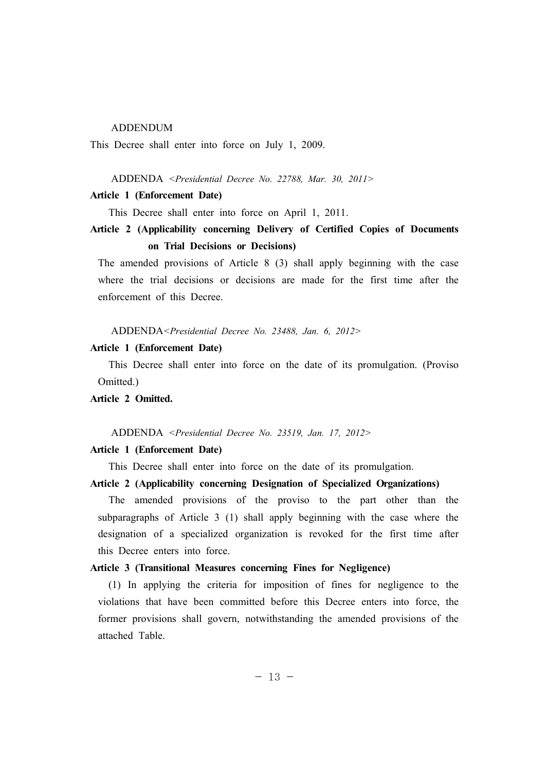ADDENDUM

This Decree shall enter into force on July 1, 2009.

ADDENDA *<Presidential Decree No. 22788, Mar. 30, 2011>*

**Article 1 (Enforcement Date)**

This Decree shall enter into force on April 1, 2011.

**Article 2 (Applicability concerning Delivery of Certified Copies of Documents on Trial Decisions or Decisions)**

The amended provisions of Article 8 (3) shall apply beginning with the case where the trial decisions or decisions are made for the first time after the enforcement of this Decree.

ADDENDA*<Presidential Decree No. 23488, Jan. 6, 2012>*

**Article 1 (Enforcement Date)**

This Decree shall enter into force on the date of its promulgation. (Proviso Omitted.)

**Article 2 Omitted.**

ADDENDA *<Presidential Decree No. 23519, Jan. 17, 2012>*

**Article 1 (Enforcement Date)**

This Decree shall enter into force on the date of its promulgation.

**Article 2 (Applicability concerning Designation of Specialized Organizations)**

The amended provisions of the proviso to the part other than the subparagraphs of Article 3 (1) shall apply beginning with the case where the designation of a specialized organization is revoked for the first time after this Decree enters into force.

**Article 3 (Transitional Measures concerning Fines for Negligence)**

(1) In applying the criteria for imposition of fines for negligence to the violations that have been committed before this Decree enters into force, the former provisions shall govern, notwithstanding the amended provisions of the attached Table.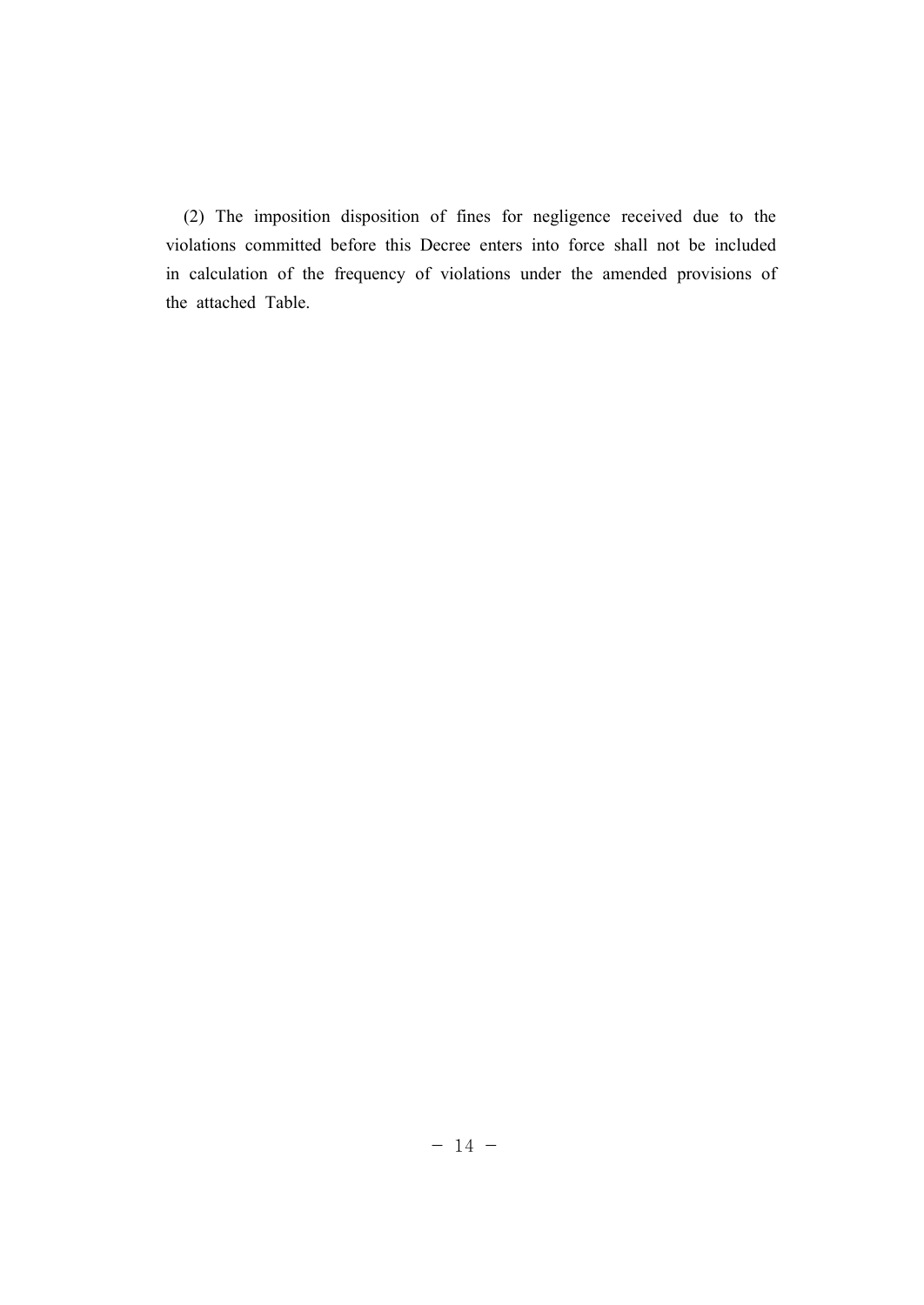(2) The imposition disposition of fines for negligence received due to the violations committed before this Decree enters into force shall not be included in calculation of the frequency of violations under the amended provisions of the attached Table.